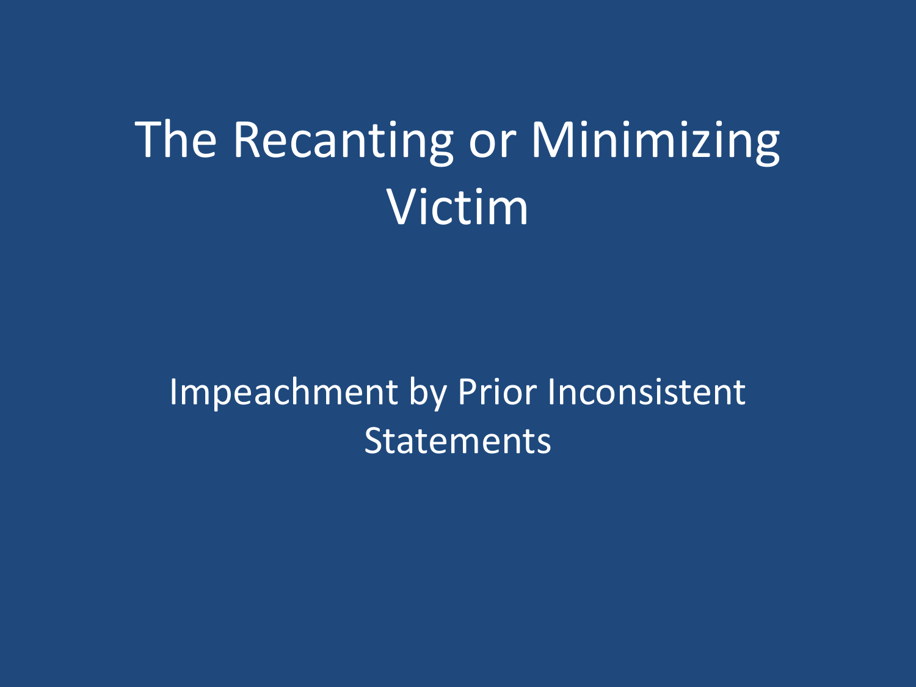# The Recanting or Minimizing Victim

## Impeachment by Prior Inconsistent Statements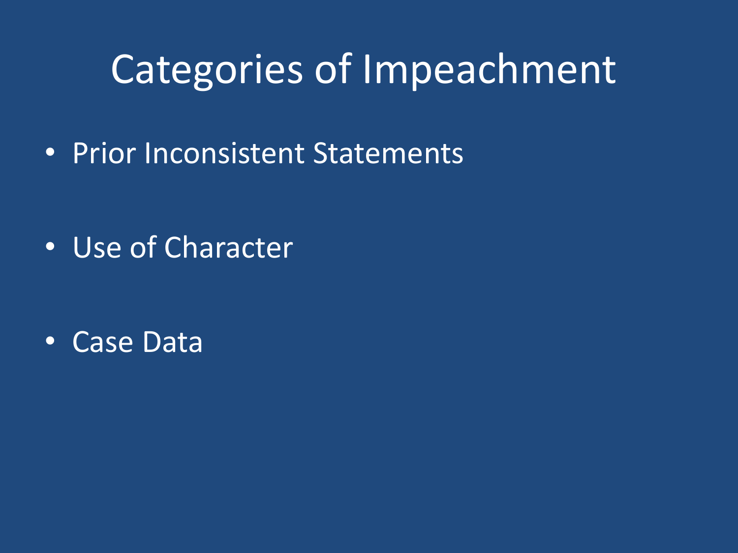# Categories of Impeachment

- Prior Inconsistent Statements
- Use of Character
- Case Data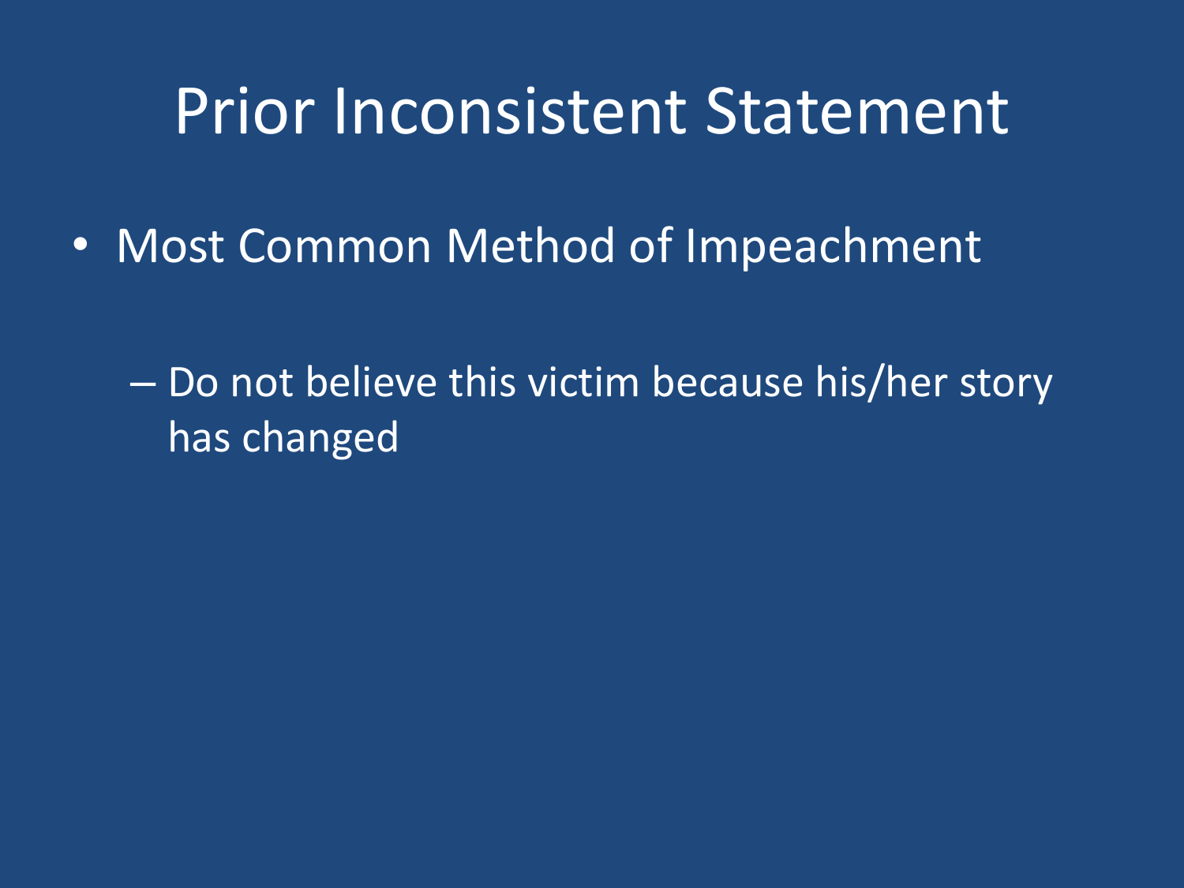# Prior Inconsistent Statement

- Most Common Method of Impeachment
  - Do not believe this victim because his/her story has changed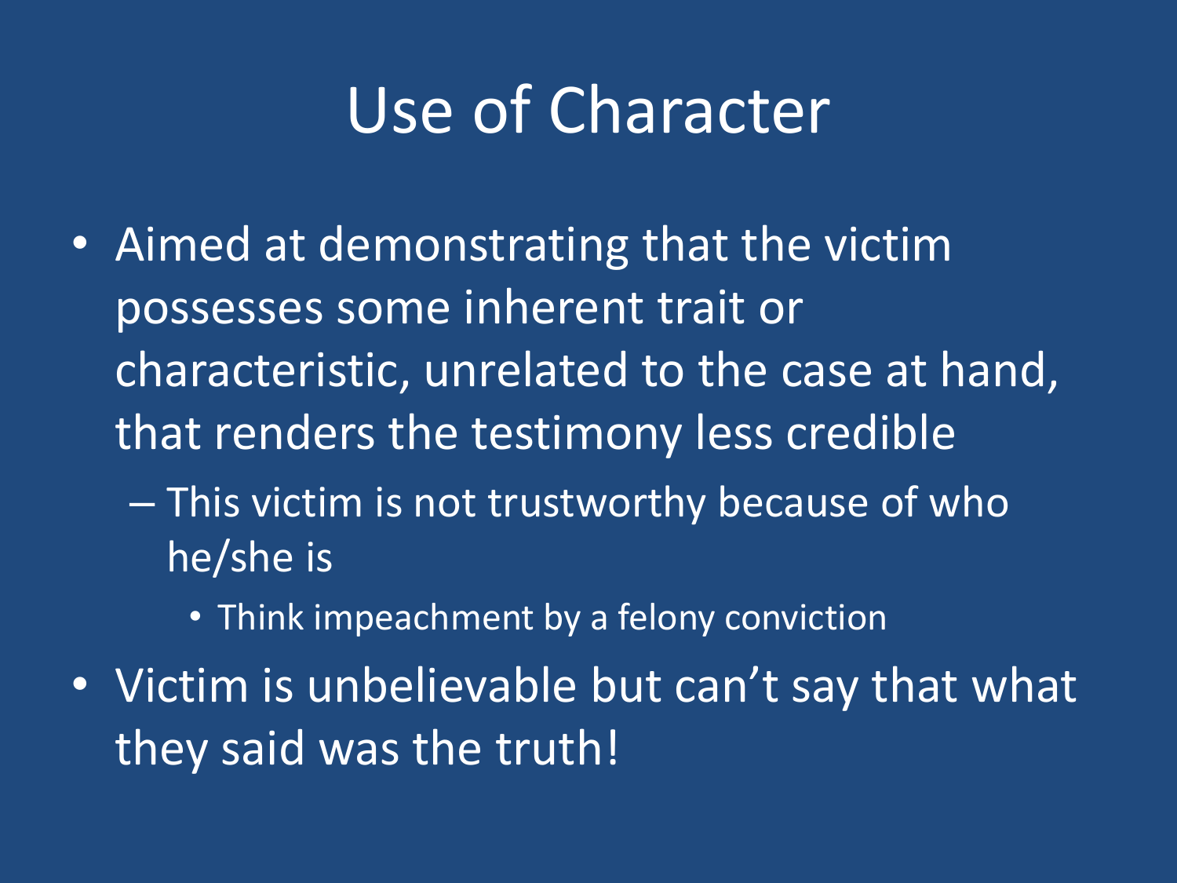# Use of Character

- Aimed at demonstrating that the victim possesses some inherent trait or characteristic, unrelated to the case at hand, that renders the testimony less credible
  - This victim is not trustworthy because of who he/she is
    - Think impeachment by a felony conviction
- Victim is unbelievable but can't say that what they said was the truth!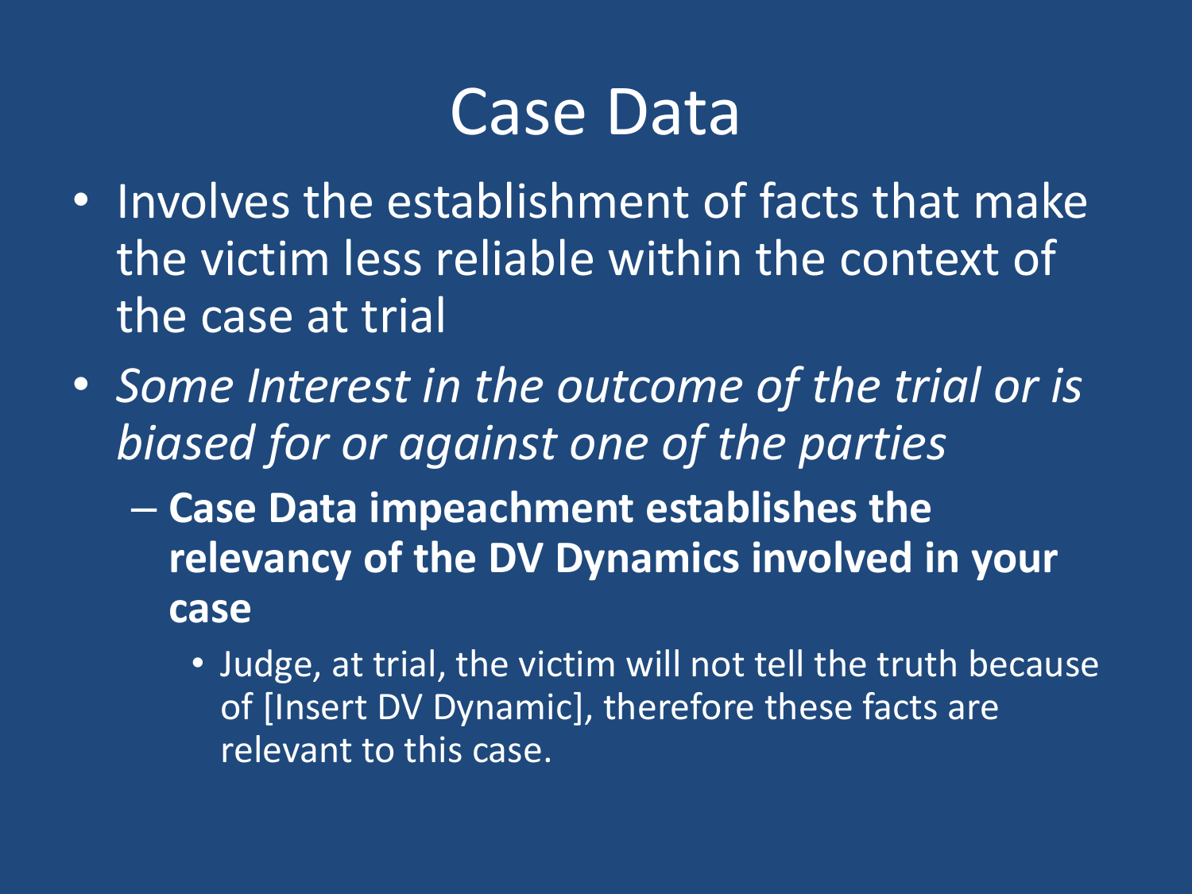# Case Data

- Involves the establishment of facts that make the victim less reliable within the context of the case at trial
- *Some Interest in the outcome of the trial or is biased for or against one of the parties*
  - **Case Data impeachment establishes the relevancy of the DV Dynamics involved in your case**
    - Judge, at trial, the victim will not tell the truth because of [Insert DV Dynamic], therefore these facts are relevant to this case.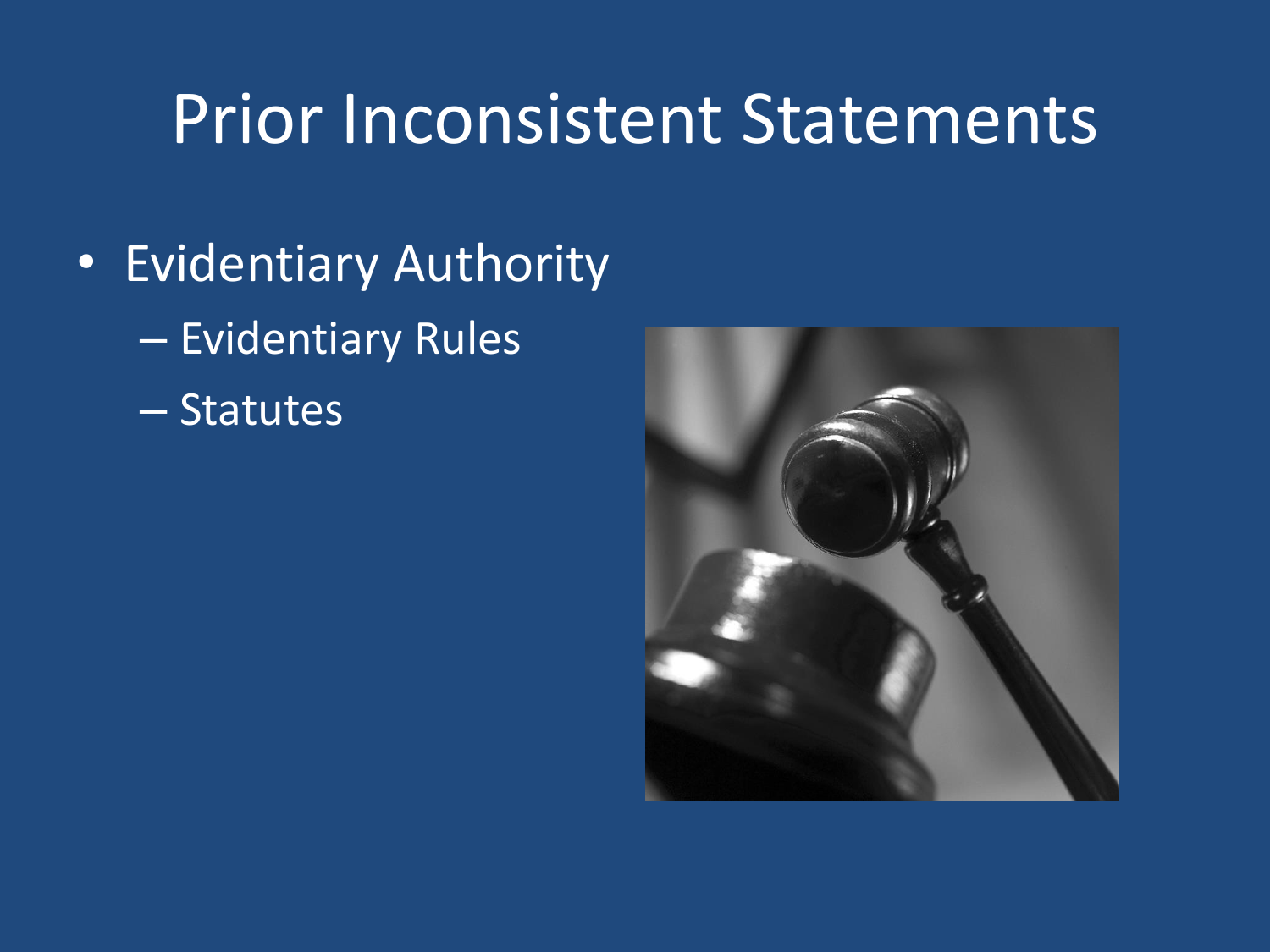# Prior Inconsistent Statements

- Evidentiary Authority
  - Evidentiary Rules
  - Statutes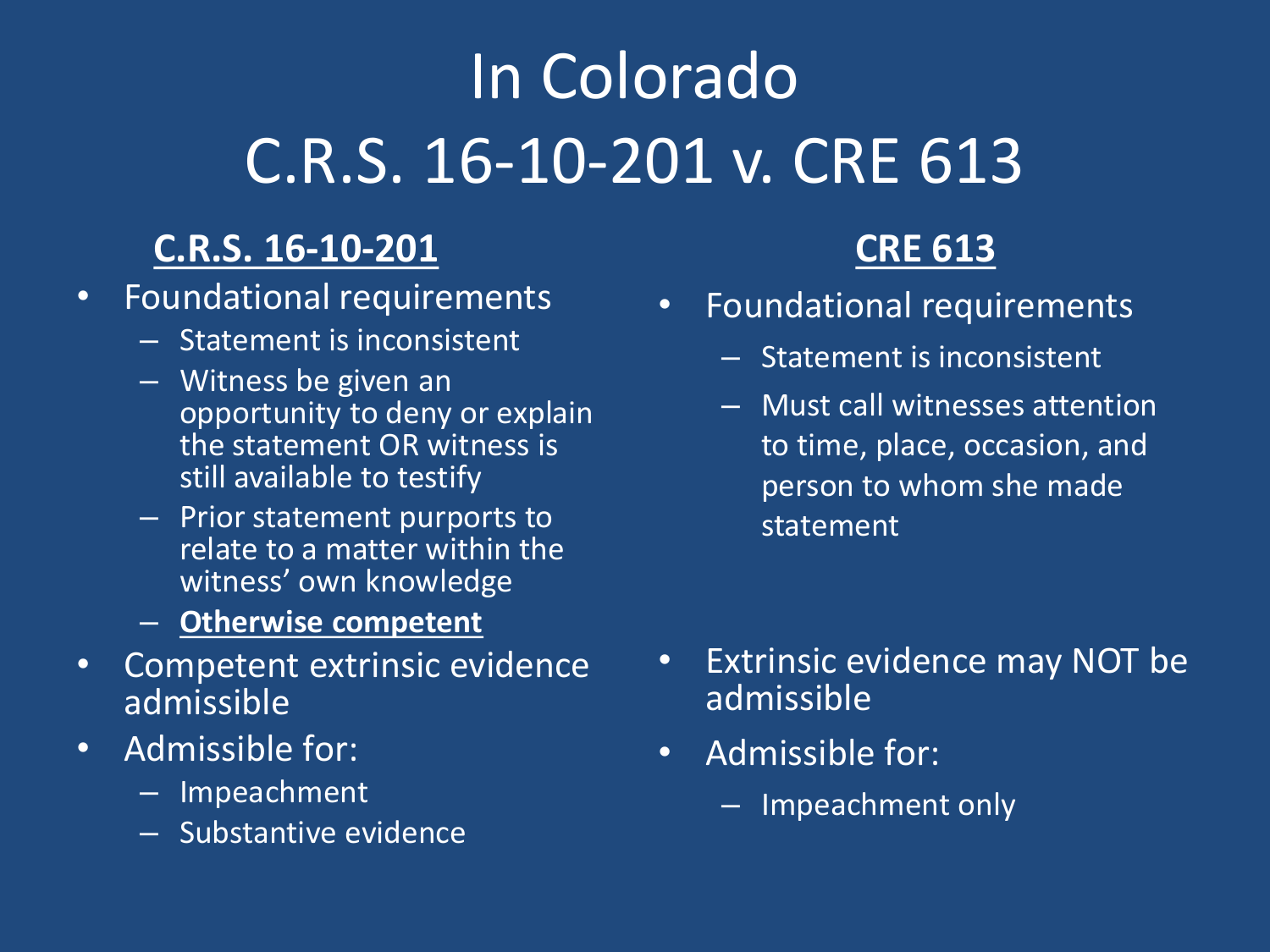# In Colorado
# C.R.S. 16-10-201 v. CRE 613

## C.R.S. 16-10-201

- Foundational requirements
  - Statement is inconsistent
  - Witness be given an opportunity to deny or explain the statement OR witness is still available to testify
  - Prior statement purports to relate to a matter within the witness' own knowledge
  - **Otherwise competent**
- Competent extrinsic evidence admissible
- Admissible for:
  - Impeachment
  - Substantive evidence

## CRE 613

- Foundational requirements
  - Statement is inconsistent
  - Must call witnesses attention to time, place, occasion, and person to whom she made statement
- Extrinsic evidence may NOT be admissible
- Admissible for:
  - Impeachment only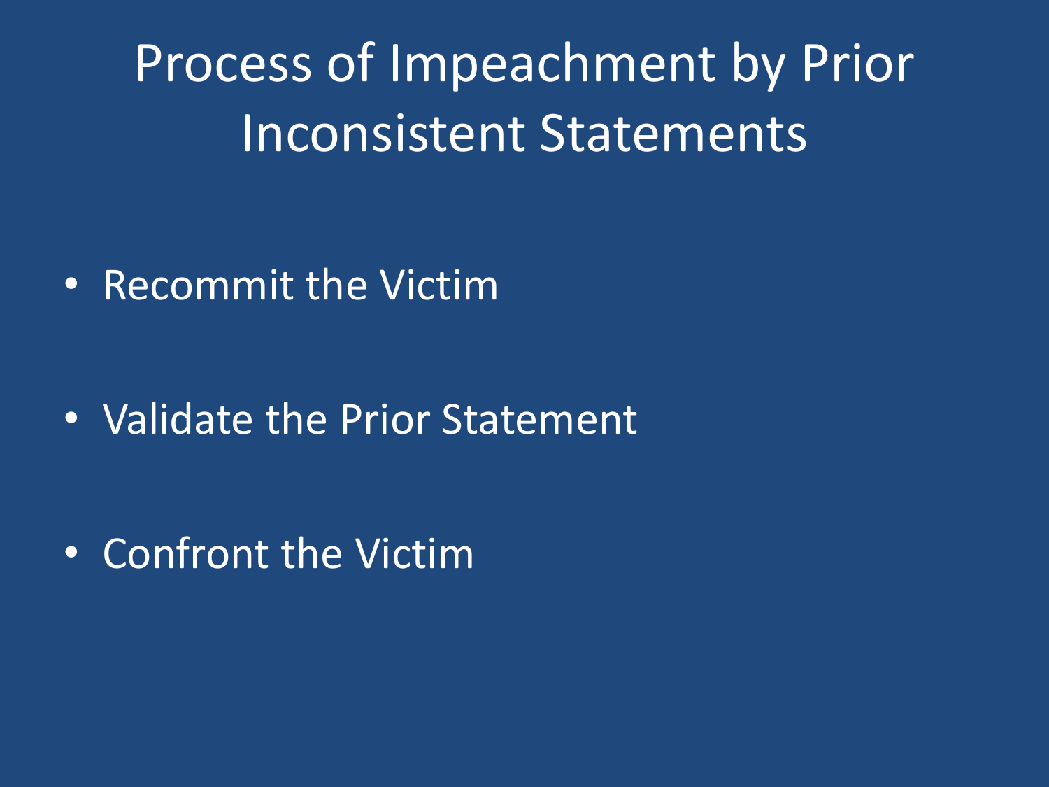# Process of Impeachment by Prior Inconsistent Statements

- Recommit the Victim
- Validate the Prior Statement
- Confront the Victim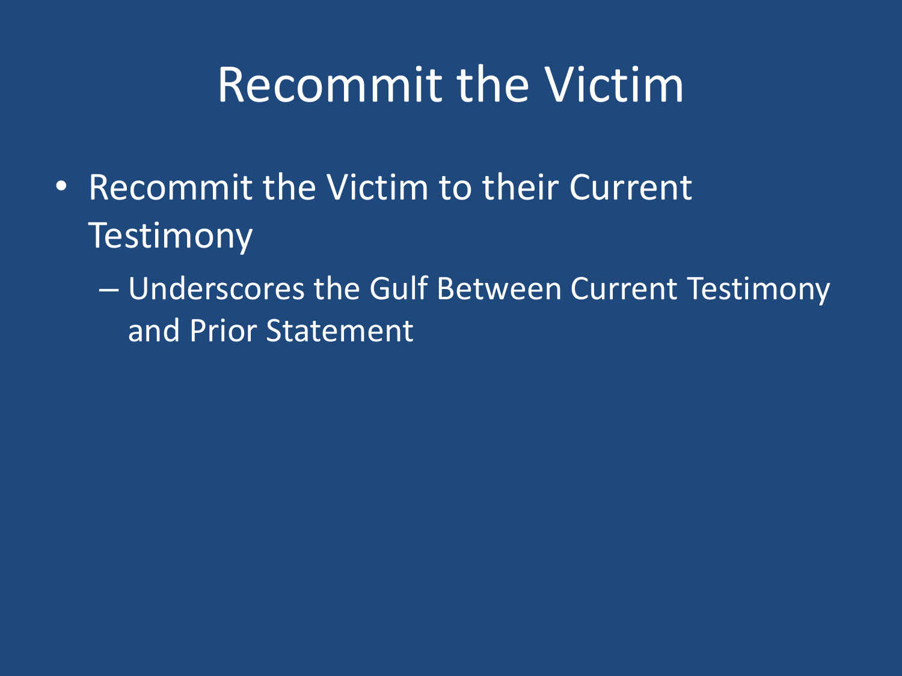# Recommit the Victim

- Recommit the Victim to their Current Testimony
  - Underscores the Gulf Between Current Testimony and Prior Statement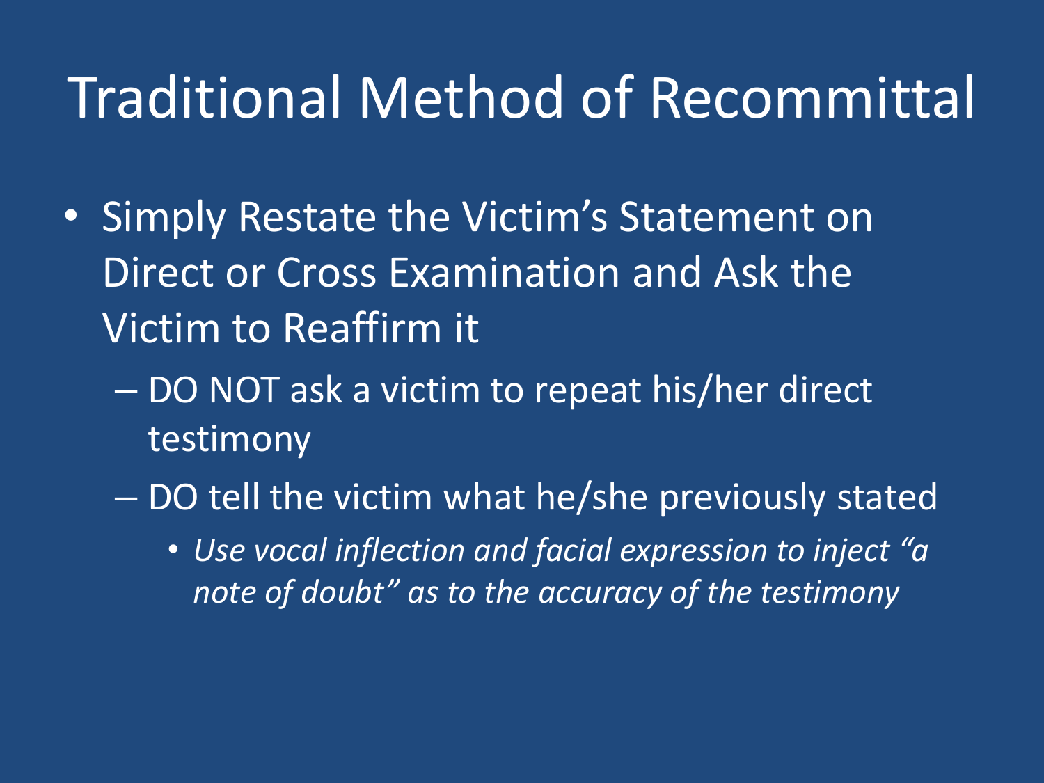# Traditional Method of Recommittal

- Simply Restate the Victim's Statement on Direct or Cross Examination and Ask the Victim to Reaffirm it
  - DO NOT ask a victim to repeat his/her direct testimony
  - DO tell the victim what he/she previously stated
    - *Use vocal inflection and facial expression to inject "a note of doubt" as to the accuracy of the testimony*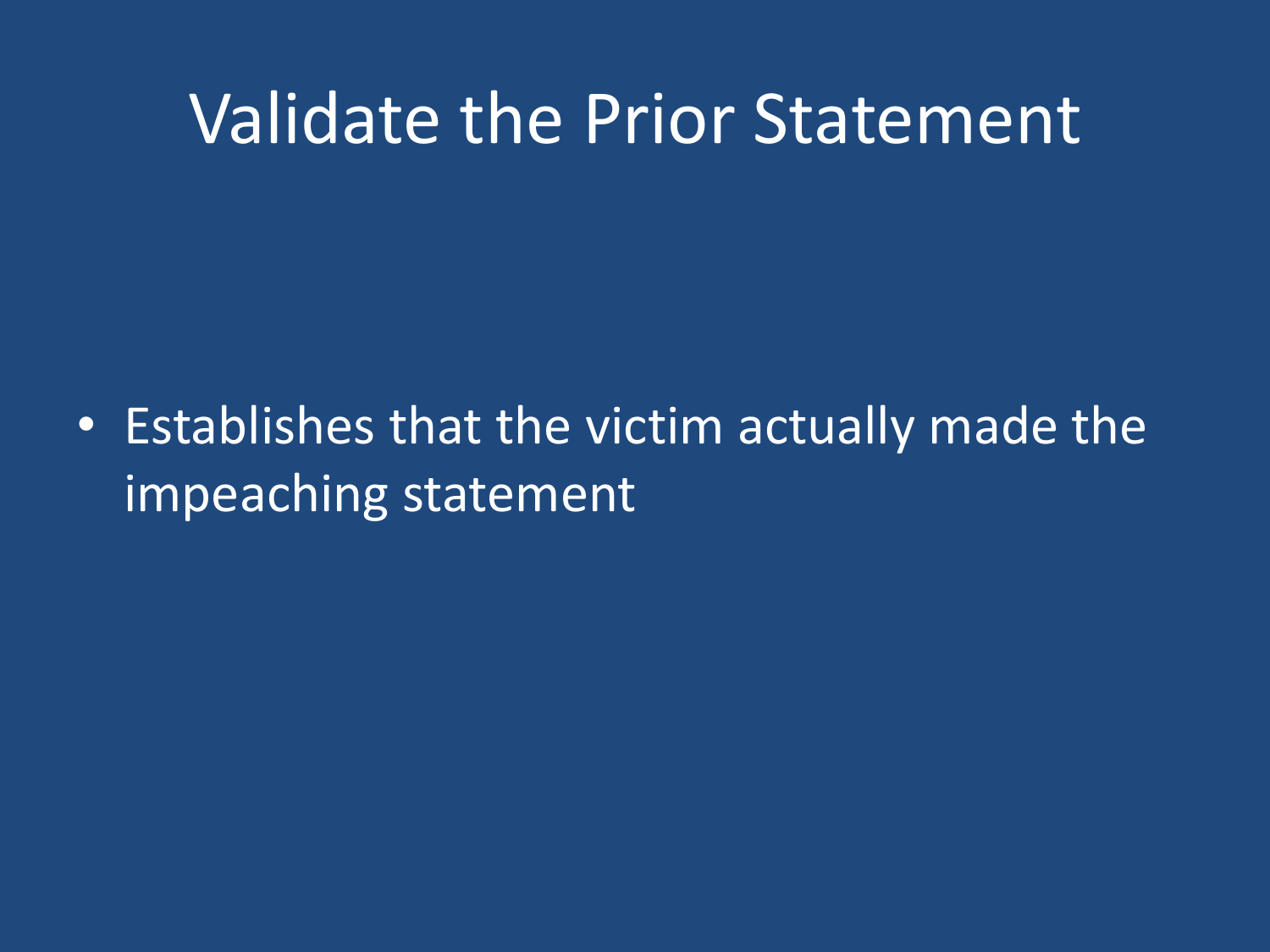# Validate the Prior Statement

- Establishes that the victim actually made the impeaching statement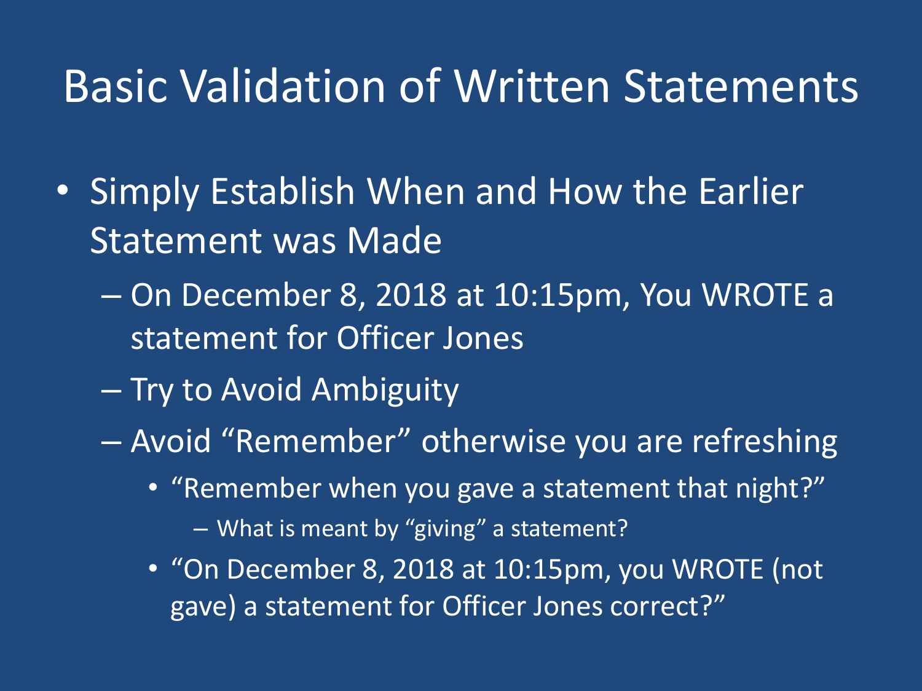# Basic Validation of Written Statements

- Simply Establish When and How the Earlier Statement was Made
  - On December 8, 2018 at 10:15pm, You WROTE a statement for Officer Jones
  - Try to Avoid Ambiguity
  - Avoid "Remember" otherwise you are refreshing
    - "Remember when you gave a statement that night?"
      - What is meant by "giving" a statement?
    - "On December 8, 2018 at 10:15pm, you WROTE (not gave) a statement for Officer Jones correct?"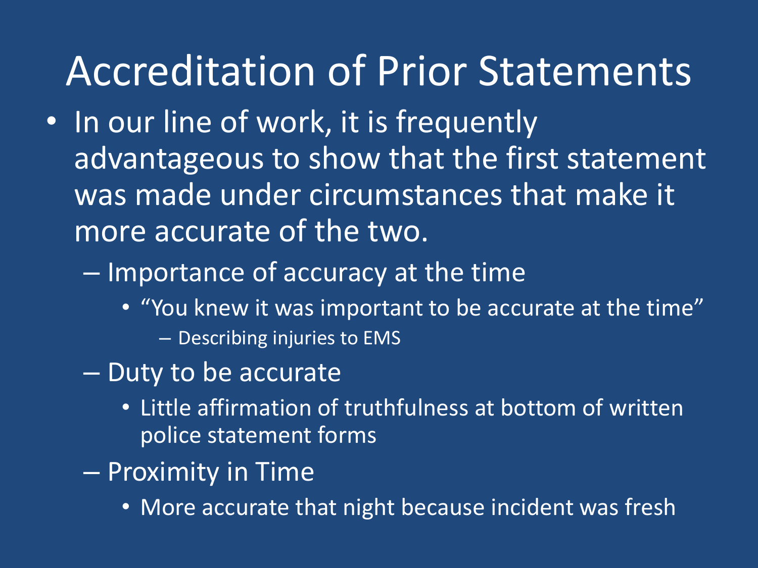# Accreditation of Prior Statements

- In our line of work, it is frequently advantageous to show that the first statement was made under circumstances that make it more accurate of the two.
  - Importance of accuracy at the time
    - "You knew it was important to be accurate at the time"
      - Describing injuries to EMS
  - Duty to be accurate
    - Little affirmation of truthfulness at bottom of written police statement forms
  - Proximity in Time
    - More accurate that night because incident was fresh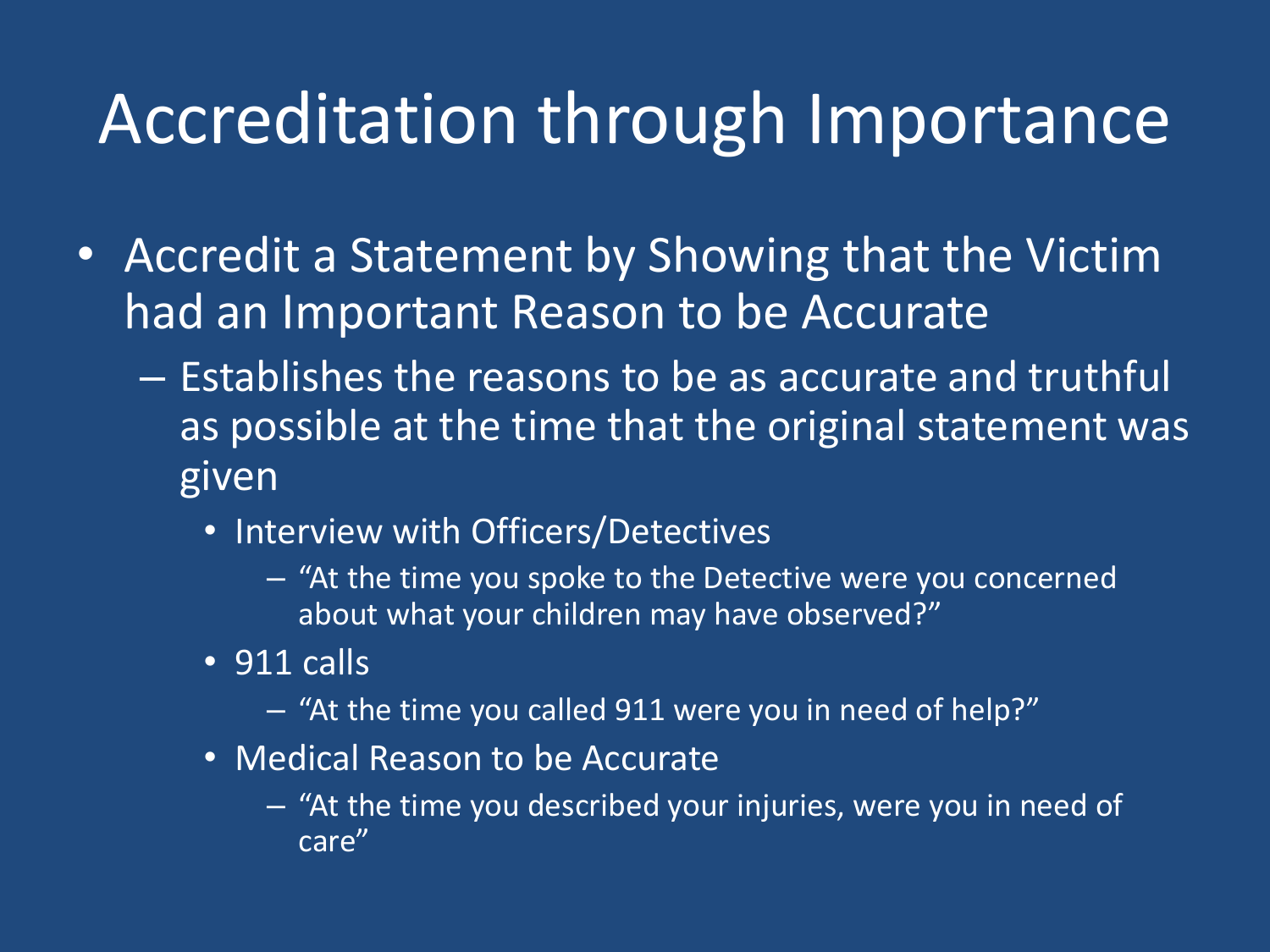# Accreditation through Importance

- Accredit a Statement by Showing that the Victim had an Important Reason to be Accurate
  - Establishes the reasons to be as accurate and truthful as possible at the time that the original statement was given
    - Interview with Officers/Detectives
      - "At the time you spoke to the Detective were you concerned about what your children may have observed?"
    - 911 calls
      - "At the time you called 911 were you in need of help?"
    - Medical Reason to be Accurate
      - "At the time you described your injuries, were you in need of care"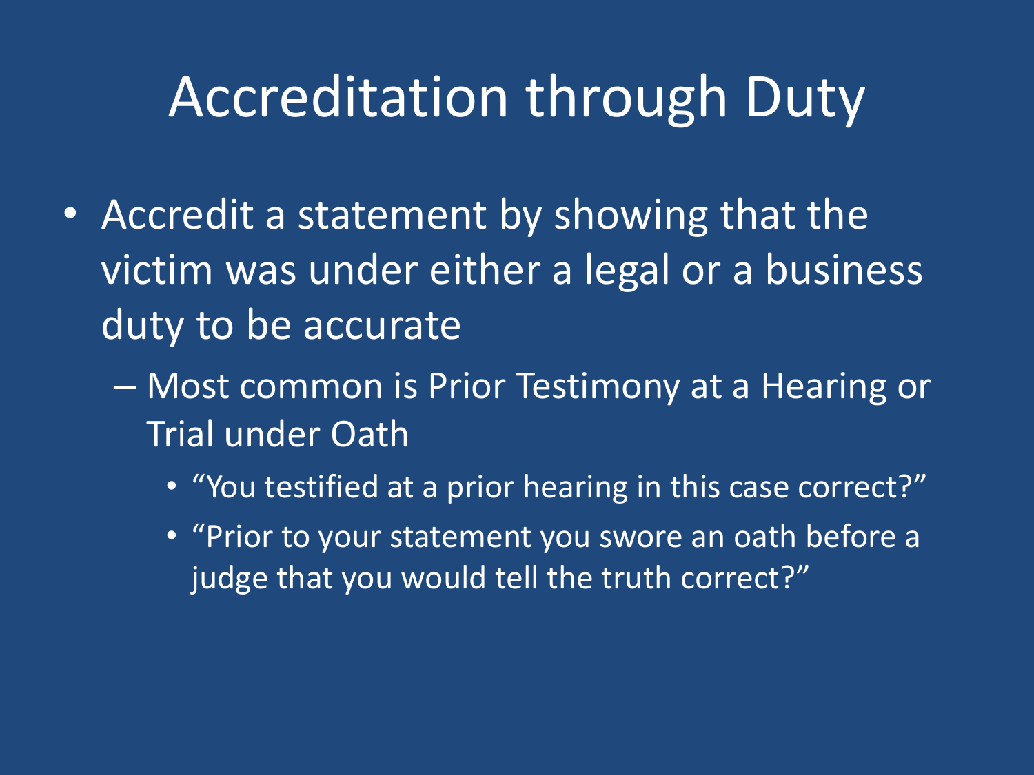# Accreditation through Duty

- Accredit a statement by showing that the victim was under either a legal or a business duty to be accurate
  - Most common is Prior Testimony at a Hearing or Trial under Oath
    - "You testified at a prior hearing in this case correct?"
    - "Prior to your statement you swore an oath before a judge that you would tell the truth correct?"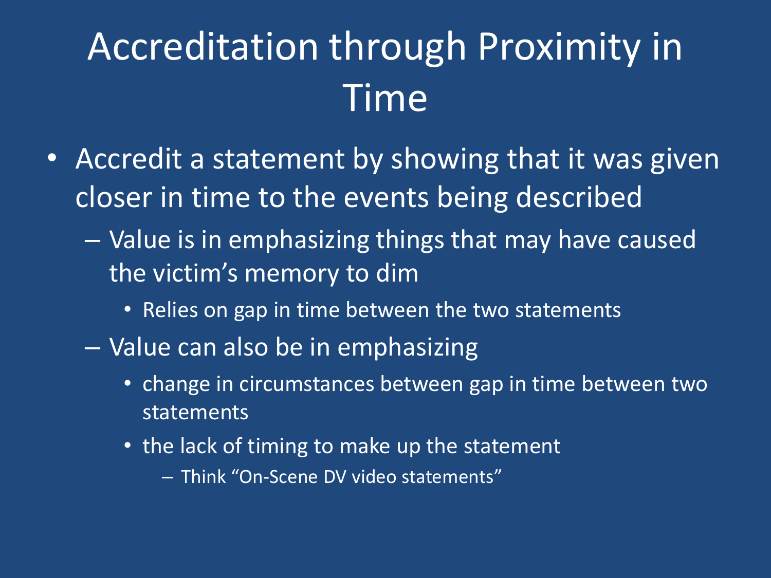# Accreditation through Proximity in Time

- Accredit a statement by showing that it was given closer in time to the events being described
  - Value is in emphasizing things that may have caused the victim’s memory to dim
    - Relies on gap in time between the two statements
  - Value can also be in emphasizing
    - change in circumstances between gap in time between two statements
    - the lack of timing to make up the statement
      - Think “On-Scene DV video statements”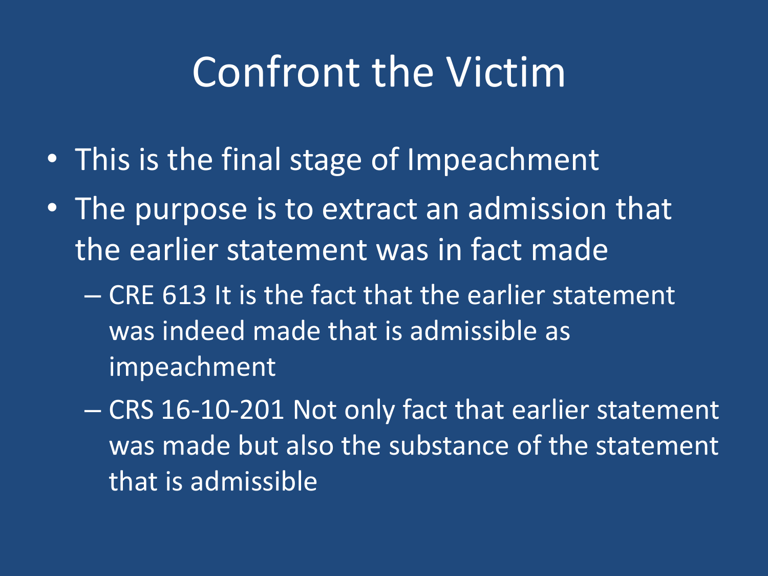# Confront the Victim

- This is the final stage of Impeachment
- The purpose is to extract an admission that the earlier statement was in fact made
  - CRE 613 It is the fact that the earlier statement was indeed made that is admissible as impeachment
  - CRS 16-10-201 Not only fact that earlier statement was made but also the substance of the statement that is admissible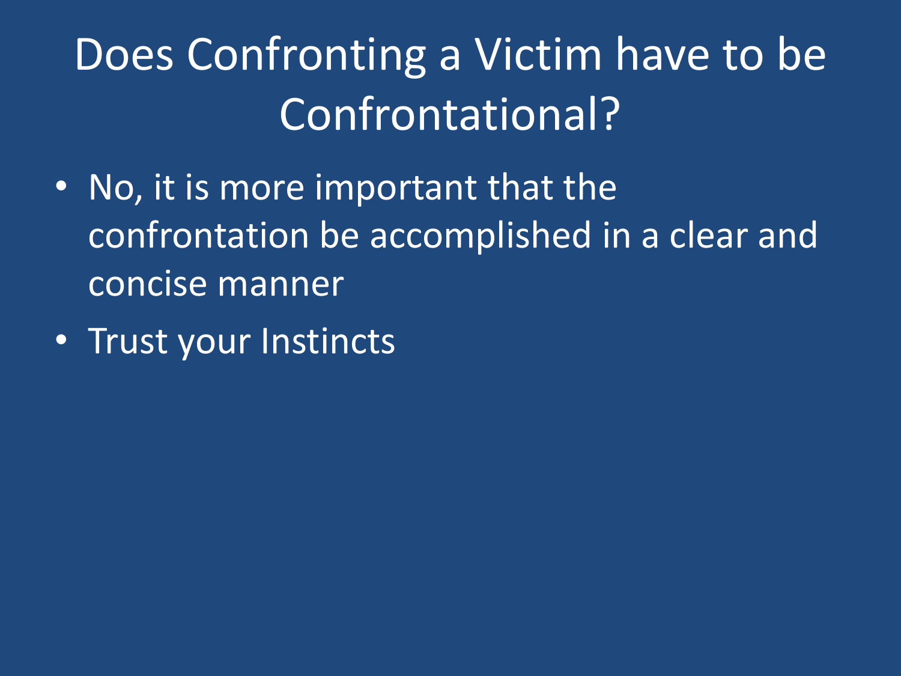# Does Confronting a Victim have to be Confrontational?

- No, it is more important that the confrontation be accomplished in a clear and concise manner
- Trust your Instincts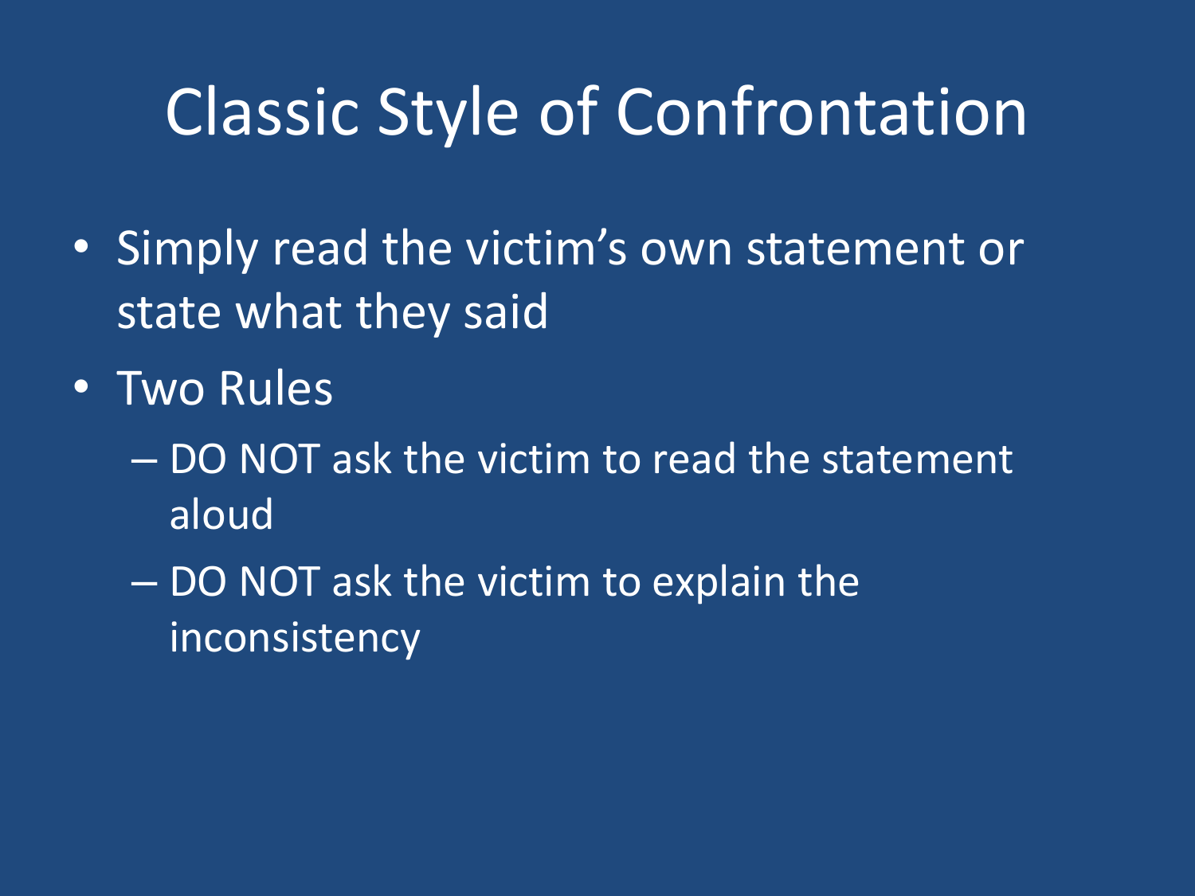# Classic Style of Confrontation

- Simply read the victim's own statement or state what they said
- Two Rules
  - DO NOT ask the victim to read the statement aloud
  - DO NOT ask the victim to explain the inconsistency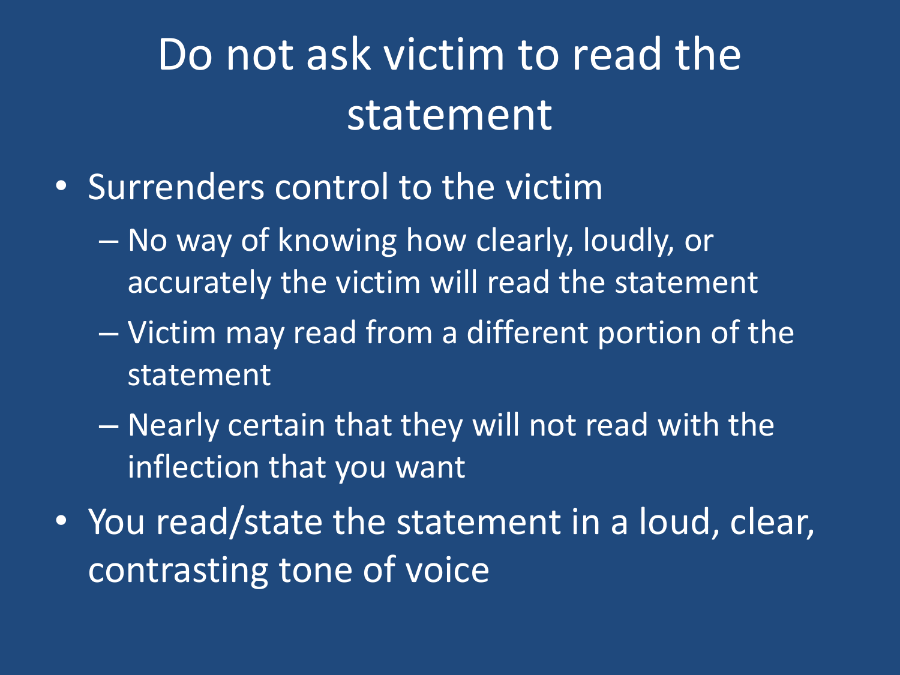# Do not ask victim to read the statement

- Surrenders control to the victim
  - No way of knowing how clearly, loudly, or accurately the victim will read the statement
  - Victim may read from a different portion of the statement
  - Nearly certain that they will not read with the inflection that you want
- You read/state the statement in a loud, clear, contrasting tone of voice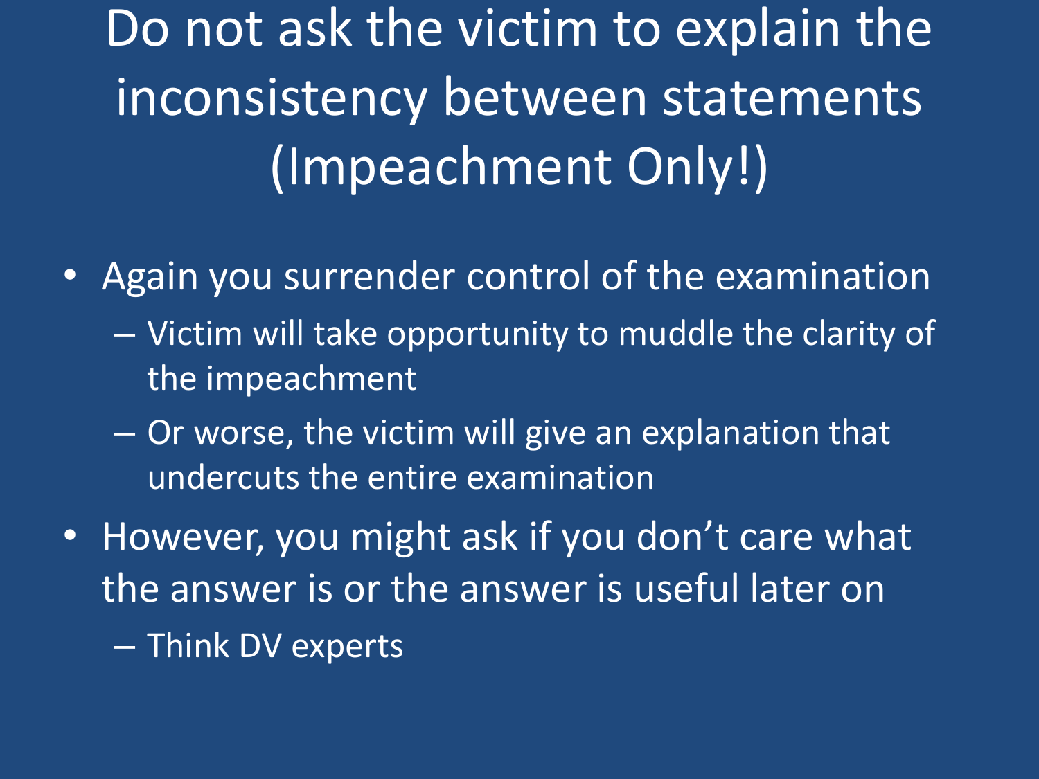# Do not ask the victim to explain the inconsistency between statements (Impeachment Only!)

- Again you surrender control of the examination
  - Victim will take opportunity to muddle the clarity of the impeachment
  - Or worse, the victim will give an explanation that undercuts the entire examination
- However, you might ask if you don't care what the answer is or the answer is useful later on
  - Think DV experts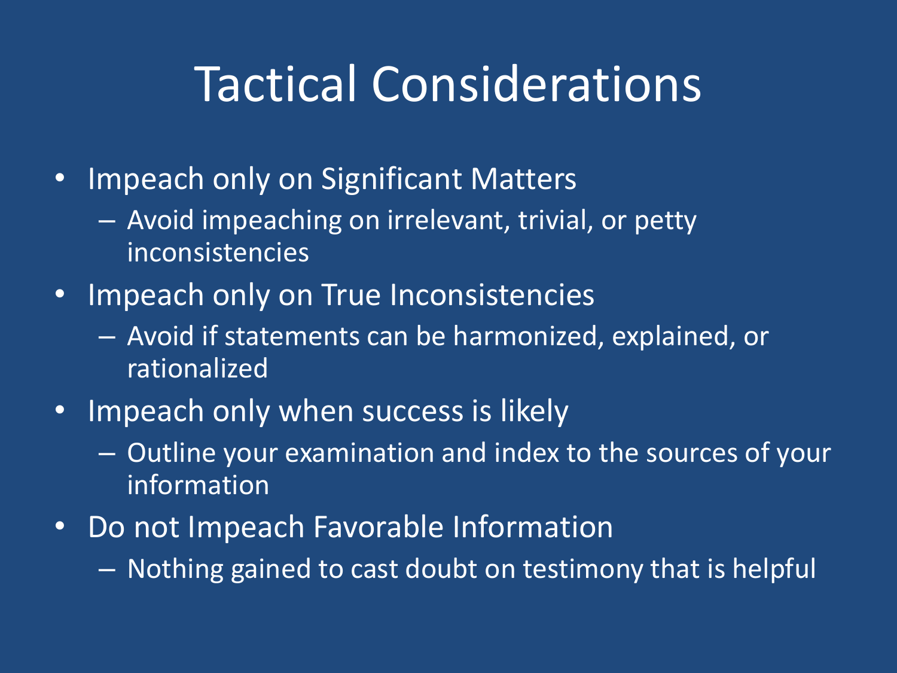# Tactical Considerations

- Impeach only on Significant Matters
  - Avoid impeaching on irrelevant, trivial, or petty inconsistencies
- Impeach only on True Inconsistencies
  - Avoid if statements can be harmonized, explained, or rationalized
- Impeach only when success is likely
  - Outline your examination and index to the sources of your information
- Do not Impeach Favorable Information
  - Nothing gained to cast doubt on testimony that is helpful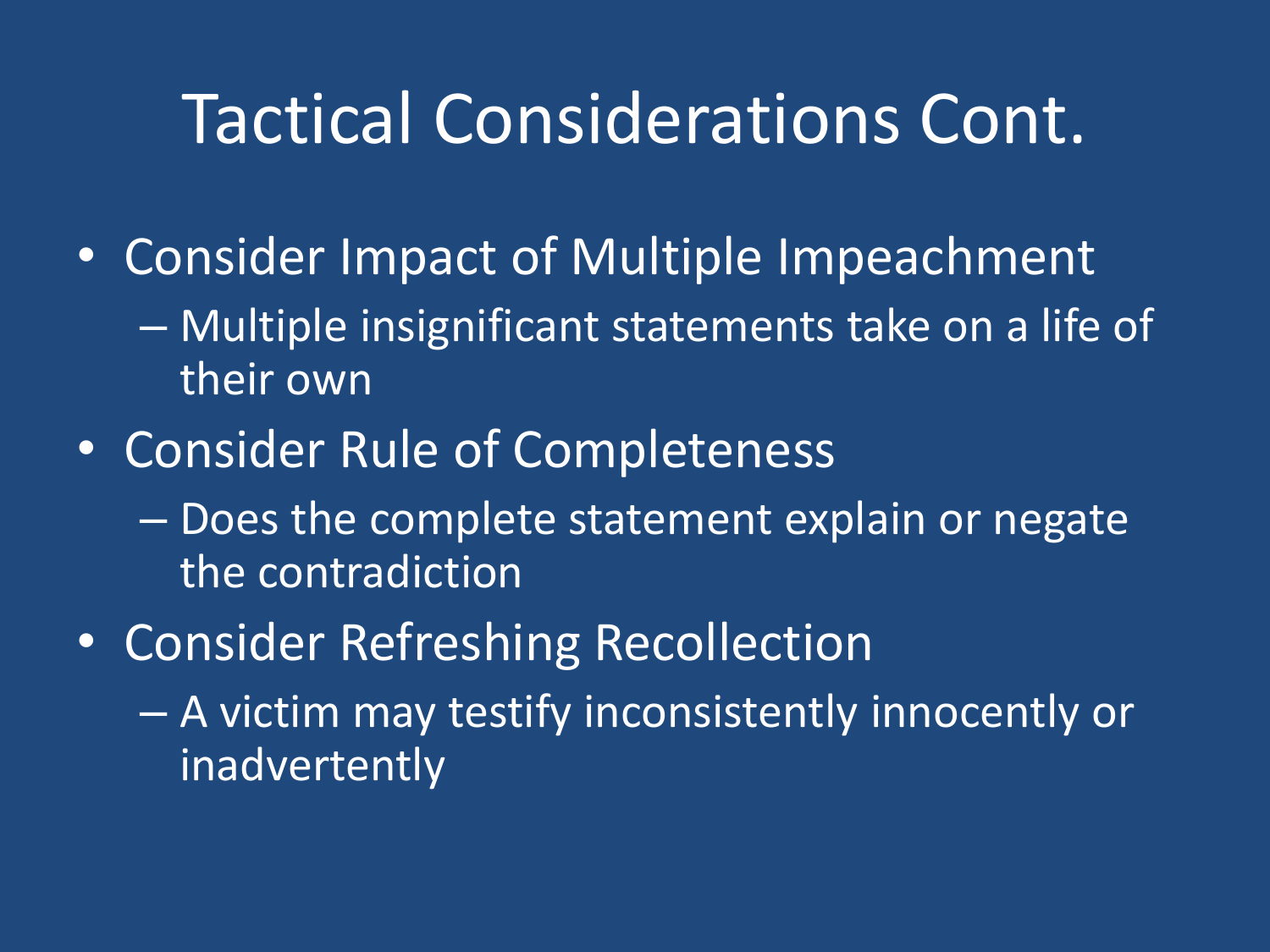# Tactical Considerations Cont.

- Consider Impact of Multiple Impeachment
  - Multiple insignificant statements take on a life of their own
- Consider Rule of Completeness
  - Does the complete statement explain or negate the contradiction
- Consider Refreshing Recollection
  - A victim may testify inconsistently innocently or inadvertently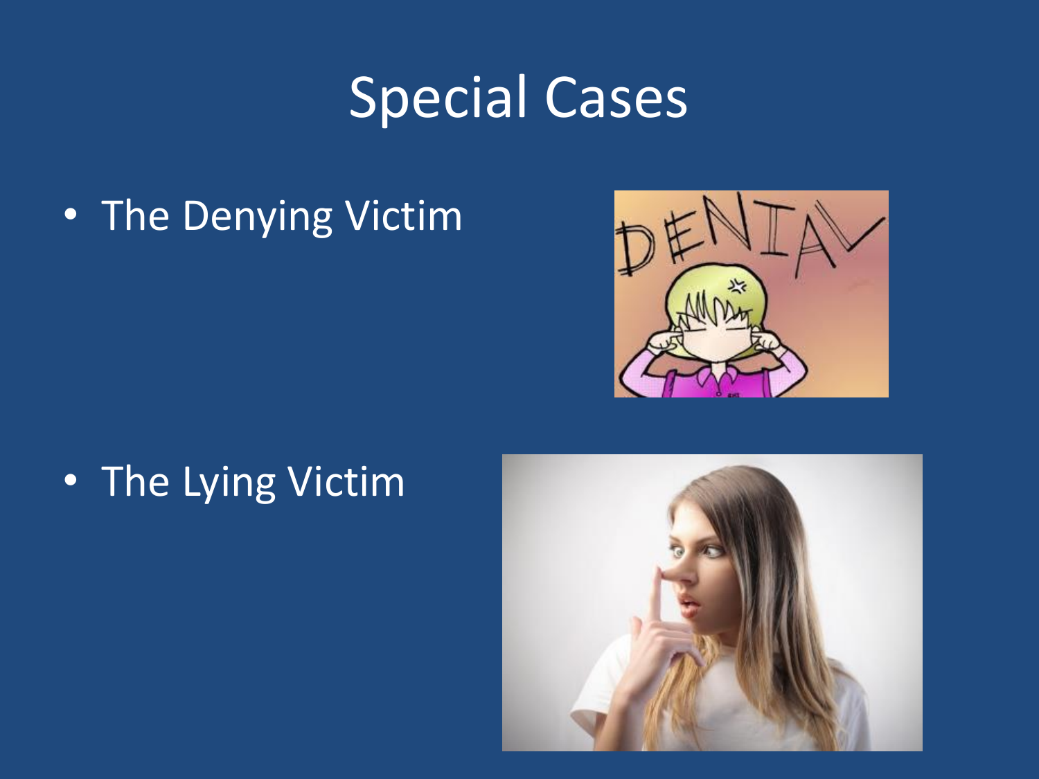# Special Cases

- The Denying Victim
- The Lying Victim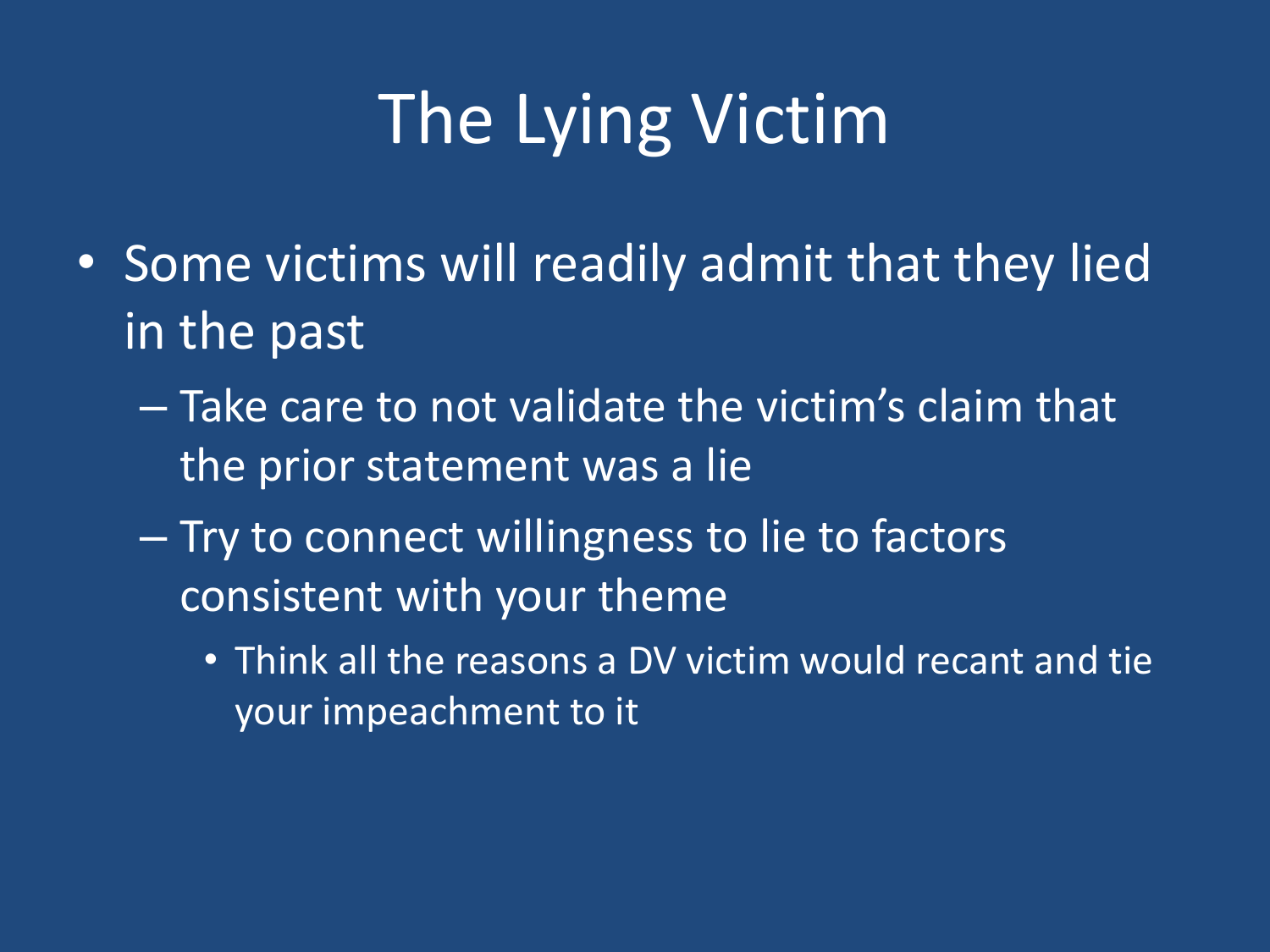# The Lying Victim

- Some victims will readily admit that they lied in the past
  - Take care to not validate the victim's claim that the prior statement was a lie
  - Try to connect willingness to lie to factors consistent with your theme
    - Think all the reasons a DV victim would recant and tie your impeachment to it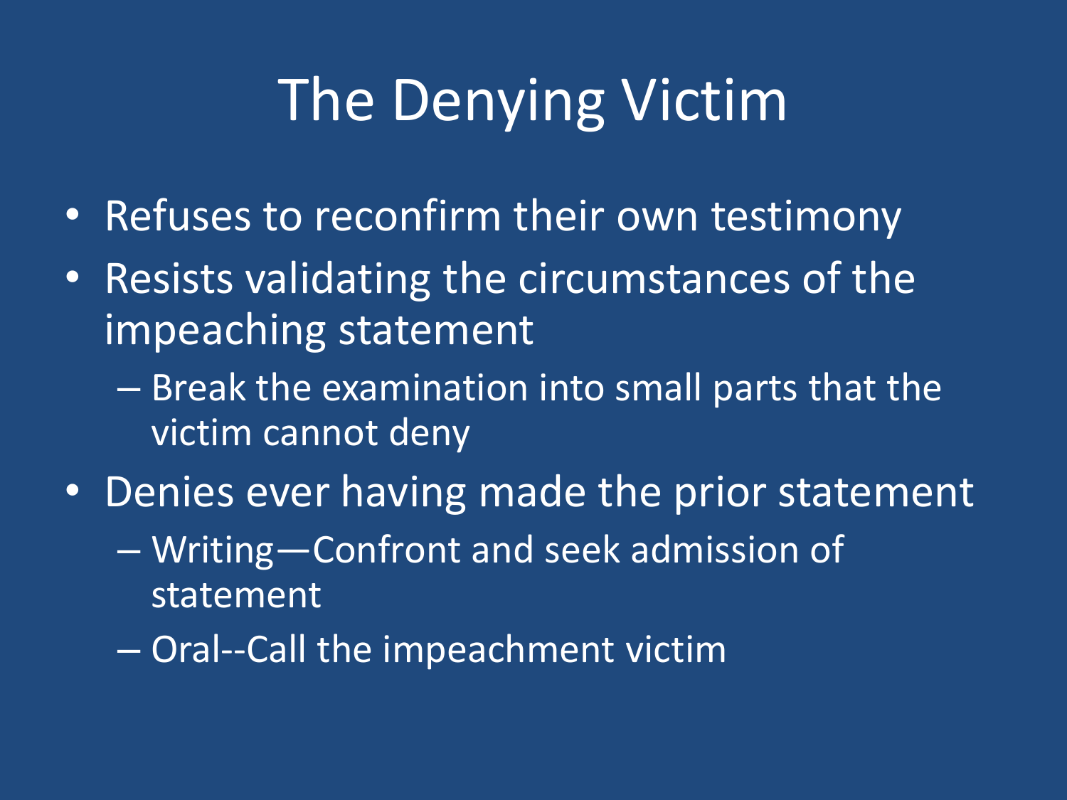# The Denying Victim

- Refuses to reconfirm their own testimony
- Resists validating the circumstances of the impeaching statement
  - Break the examination into small parts that the victim cannot deny
- Denies ever having made the prior statement
  - Writing—Confront and seek admission of statement
  - Oral--Call the impeachment victim